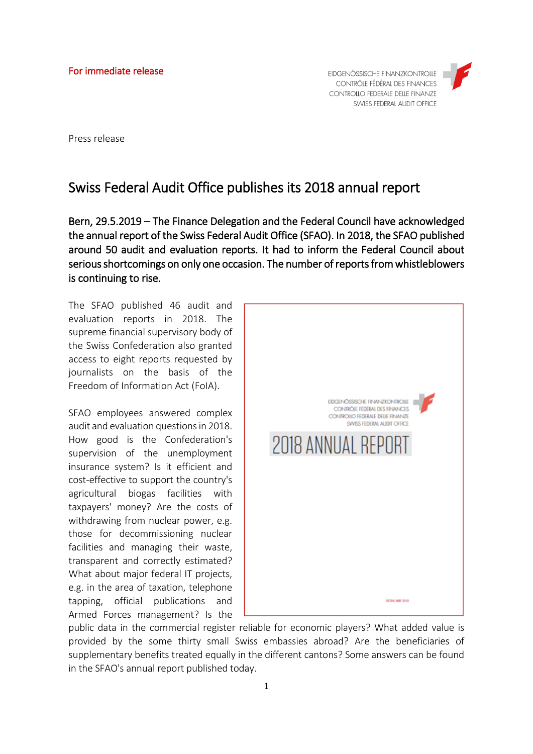For immediate release

EIDGENÖSSISCHE FINANZKONTROLLE
CONTRÔLE FÉDÉRAL DES FINANCES
CONTROLLO FEDERALE DELLE FINANZE
SWISS FEDERAL AUDIT OFFICE

Press release

# Swiss Federal Audit Office publishes its 2018 annual report

**Bern, 29.5.2019 – The Finance Delegation and the Federal Council have acknowledged the annual report of the Swiss Federal Audit Office (SFAO). In 2018, the SFAO published around 50 audit and evaluation reports. It had to inform the Federal Council about serious shortcomings on only one occasion. The number of reports from whistleblowers is continuing to rise.**

The SFAO published 46 audit and evaluation reports in 2018. The supreme financial supervisory body of the Swiss Confederation also granted access to eight reports requested by journalists on the basis of the Freedom of Information Act (FoIA).

SFAO employees answered complex audit and evaluation questions in 2018. How good is the Confederation's supervision of the unemployment insurance system? Is it efficient and cost-effective to support the country's agricultural biogas facilities with taxpayers' money? Are the costs of withdrawing from nuclear power, e.g. those for decommissioning nuclear facilities and managing their waste, transparent and correctly estimated? What about major federal IT projects, e.g. in the area of taxation, telephone tapping, official publications and Armed Forces management? Is the public data in the commercial register reliable for economic players? What added value is provided by the some thirty small Swiss embassies abroad? Are the beneficiaries of supplementary benefits treated equally in the different cantons? Some answers can be found in the SFAO's annual report published today.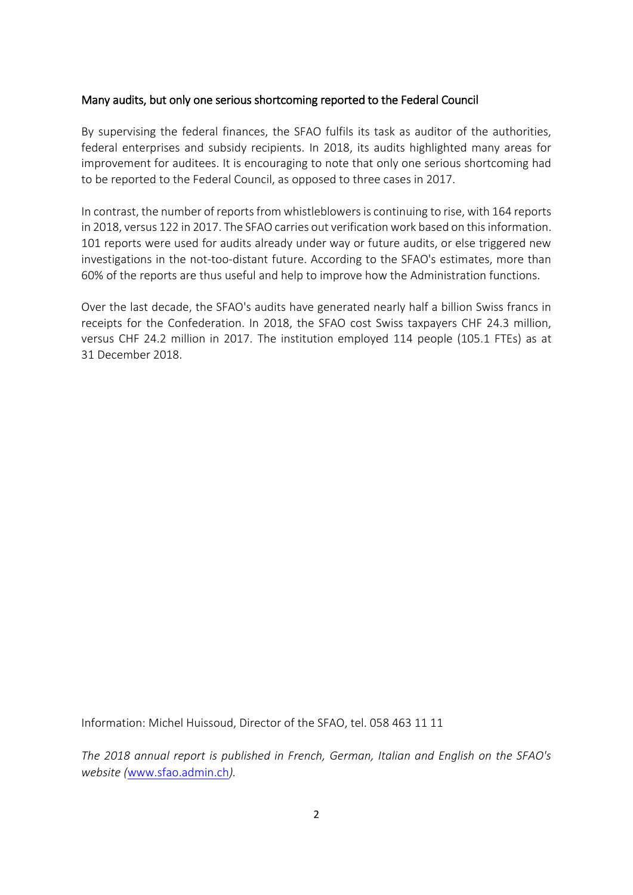## Many audits, but only one serious shortcoming reported to the Federal Council

By supervising the federal finances, the SFAO fulfils its task as auditor of the authorities, federal enterprises and subsidy recipients. In 2018, its audits highlighted many areas for improvement for auditees. It is encouraging to note that only one serious shortcoming had to be reported to the Federal Council, as opposed to three cases in 2017.

In contrast, the number of reports from whistleblowers is continuing to rise, with 164 reports in 2018, versus 122 in 2017. The SFAO carries out verification work based on this information. 101 reports were used for audits already under way or future audits, or else triggered new investigations in the not-too-distant future. According to the SFAO's estimates, more than 60% of the reports are thus useful and help to improve how the Administration functions.

Over the last decade, the SFAO's audits have generated nearly half a billion Swiss francs in receipts for the Confederation. In 2018, the SFAO cost Swiss taxpayers CHF 24.3 million, versus CHF 24.2 million in 2017. The institution employed 114 people (105.1 FTEs) as at 31 December 2018.

Information: Michel Huissoud, Director of the SFAO, tel. 058 463 11 11

*The 2018 annual report is published in French, German, Italian and English on the SFAO's website (*[www.sfao.admin.ch](http://www.sfao.admin.ch)*).*